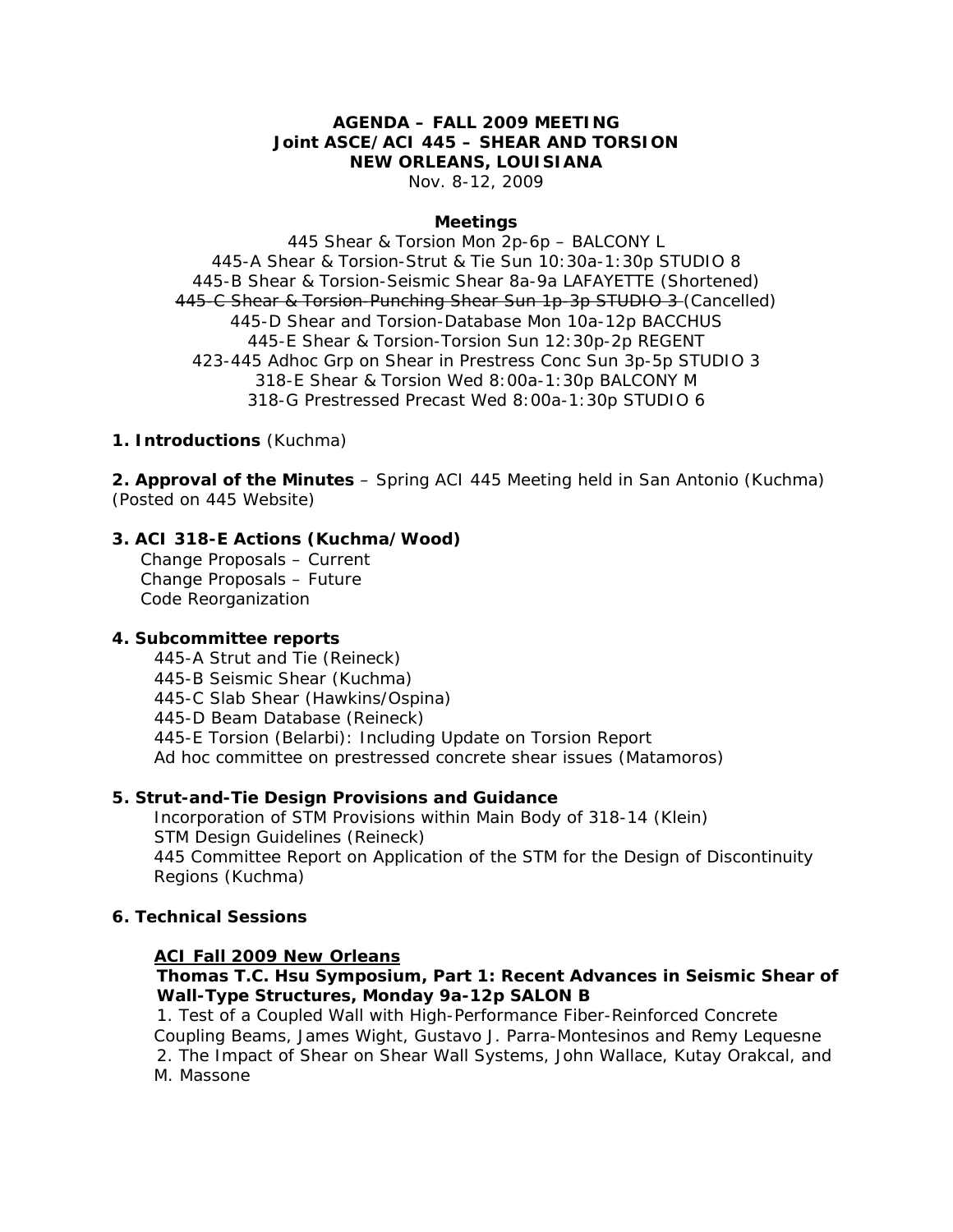**AGENDA – FALL 2009 MEETING**
**Joint ASCE/ACI 445 – SHEAR AND TORSION**
**NEW ORLEANS, LOUISIANA**
Nov. 8-12, 2009

**Meetings**

445 Shear & Torsion Mon 2p-6p – BALCONY L
445-A Shear & Torsion-Strut & Tie Sun 10:30a-1:30p STUDIO 8
445-B Shear & Torsion-Seismic Shear 8a-9a LAFAYETTE (Shortened)
~~445-C Shear & Torsion-Punching Shear Sun 1p-3p STUDIO 3~~ (Cancelled)
445-D Shear and Torsion-Database Mon 10a-12p BACCHUS
445-E Shear & Torsion-Torsion Sun 12:30p-2p REGENT
423-445 Adhoc Grp on Shear in Prestress Conc Sun 3p-5p STUDIO 3
318-E Shear & Torsion Wed 8:00a-1:30p BALCONY M
318-G Prestressed Precast Wed 8:00a-1:30p STUDIO 6

**1. Introductions** (Kuchma)

**2. Approval of the Minutes** – Spring ACI 445 Meeting held in San Antonio (Kuchma) (Posted on 445 Website)

**3. ACI 318-E Actions (Kuchma/Wood)**

Change Proposals – Current
Change Proposals – Future
Code Reorganization

**4. Subcommittee reports**

445-A Strut and Tie (Reineck)
445-B Seismic Shear (Kuchma)
445-C Slab Shear (Hawkins/Ospina)
445-D Beam Database (Reineck)
445-E Torsion (Belarbi): Including Update on Torsion Report
Ad hoc committee on prestressed concrete shear issues (Matamoros)

**5. Strut-and-Tie Design Provisions and Guidance**

Incorporation of STM Provisions within Main Body of 318-14 (Klein)
STM Design Guidelines (Reineck)
445 Committee Report on Application of the STM for the Design of Discontinuity Regions (Kuchma)

**6. Technical Sessions**

**ACI Fall 2009 New Orleans**

**Thomas T.C. Hsu Symposium, Part 1: Recent Advances in Seismic Shear of Wall-Type Structures, Monday 9a-12p SALON B**

1. Test of a Coupled Wall with High-Performance Fiber-Reinforced Concrete Coupling Beams, James Wight, Gustavo J. Parra-Montesinos and Remy Lequesne
2. The Impact of Shear on Shear Wall Systems, John Wallace, Kutay Orakcal, and M. Massone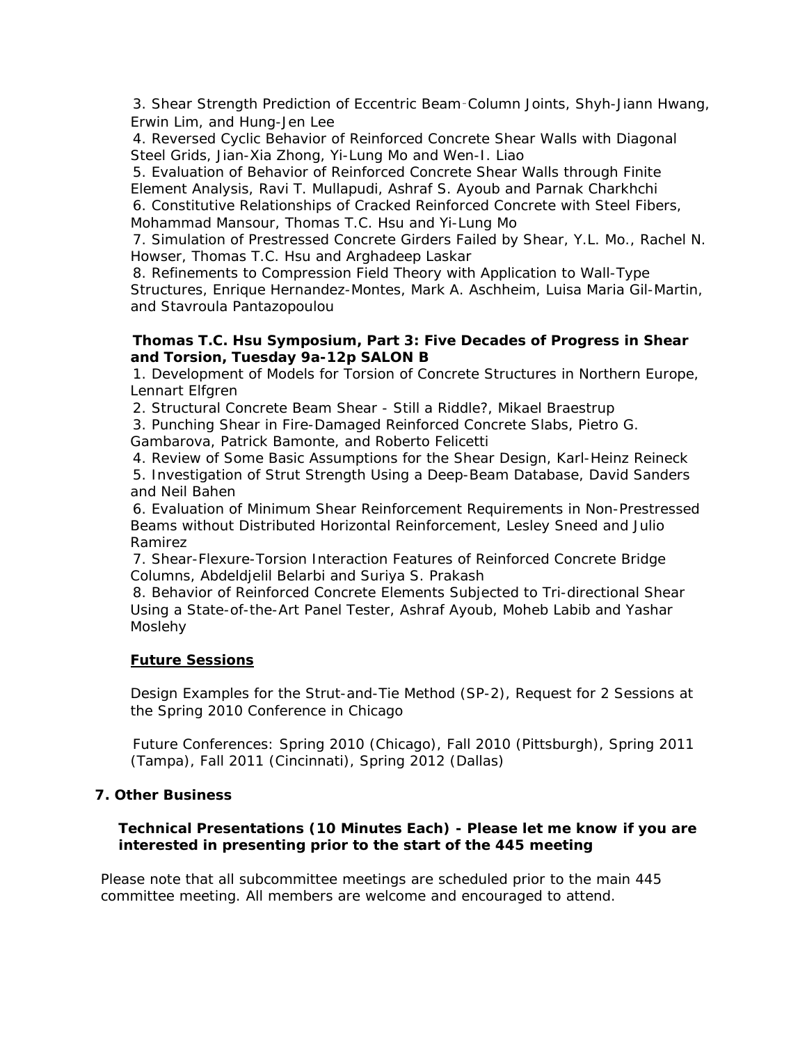3. Shear Strength Prediction of Eccentric Beam‑Column Joints, Shyh-Jiann Hwang, Erwin Lim, and Hung-Jen Lee
4. Reversed Cyclic Behavior of Reinforced Concrete Shear Walls with Diagonal Steel Grids, Jian-Xia Zhong, Yi-Lung Mo and Wen-I. Liao
5. Evaluation of Behavior of Reinforced Concrete Shear Walls through Finite Element Analysis, Ravi T. Mullapudi, Ashraf S. Ayoub and Parnak Charkhchi
6. Constitutive Relationships of Cracked Reinforced Concrete with Steel Fibers, Mohammad Mansour, Thomas T.C. Hsu and Yi-Lung Mo
7. Simulation of Prestressed Concrete Girders Failed by Shear, Y.L. Mo., Rachel N. Howser, Thomas T.C. Hsu and Arghadeep Laskar
8. Refinements to Compression Field Theory with Application to Wall-Type Structures, Enrique Hernandez-Montes, Mark A. Aschheim, Luisa Maria Gil-Martin, and Stavroula Pantazopoulou

**Thomas T.C. Hsu Symposium, Part 3: Five Decades of Progress in Shear and Torsion, Tuesday 9a-12p SALON B**

1. Development of Models for Torsion of Concrete Structures in Northern Europe, Lennart Elfgren
2. Structural Concrete Beam Shear - Still a Riddle?, Mikael Braestrup
3. Punching Shear in Fire-Damaged Reinforced Concrete Slabs, Pietro G. Gambarova, Patrick Bamonte, and Roberto Felicetti
4. Review of Some Basic Assumptions for the Shear Design, Karl-Heinz Reineck
5. Investigation of Strut Strength Using a Deep-Beam Database, David Sanders and Neil Bahen
6. Evaluation of Minimum Shear Reinforcement Requirements in Non-Prestressed Beams without Distributed Horizontal Reinforcement, Lesley Sneed and Julio Ramirez
7. Shear-Flexure-Torsion Interaction Features of Reinforced Concrete Bridge Columns, Abdeldjelil Belarbi and Suriya S. Prakash
8. Behavior of Reinforced Concrete Elements Subjected to Tri-directional Shear Using a State-of-the-Art Panel Tester, Ashraf Ayoub, Moheb Labib and Yashar Moslehy

**<u>Future Sessions</u>**

Design Examples for the Strut-and-Tie Method (SP-2), Request for 2 Sessions at the Spring 2010 Conference in Chicago

Future Conferences: Spring 2010 (Chicago), Fall 2010 (Pittsburgh), Spring 2011 (Tampa), Fall 2011 (Cincinnati), Spring 2012 (Dallas)

## 7. Other Business

**Technical Presentations (10 Minutes Each) - Please let me know if you are interested in presenting prior to the start of the 445 meeting**

Please note that all subcommittee meetings are scheduled prior to the main 445 committee meeting. All members are welcome and encouraged to attend.